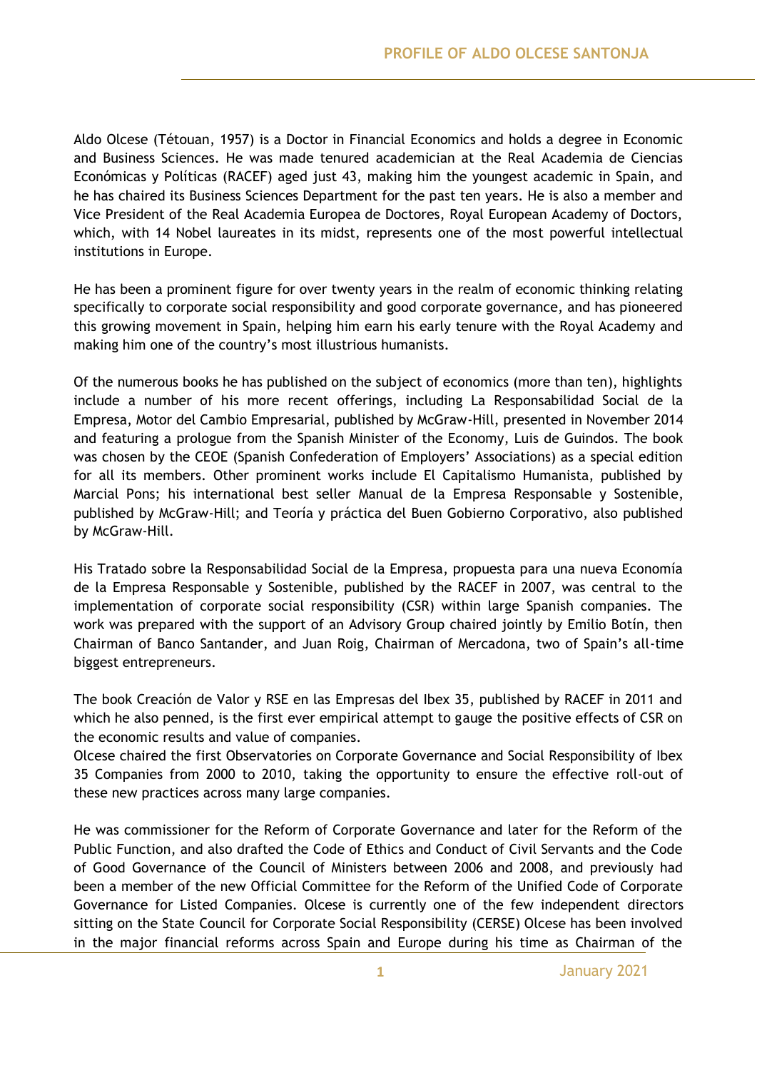# PROFILE OF ALDO OLCESE SANTONJA

Aldo Olcese (Tétouan, 1957) is a Doctor in Financial Economics and holds a degree in Economic and Business Sciences. He was made tenured academician at the Real Academia de Ciencias Económicas y Políticas (RACEF) aged just 43, making him the youngest academic in Spain, and he has chaired its Business Sciences Department for the past ten years. He is also a member and Vice President of the Real Academia Europea de Doctores, Royal European Academy of Doctors, which, with 14 Nobel laureates in its midst, represents one of the most powerful intellectual institutions in Europe.

He has been a prominent figure for over twenty years in the realm of economic thinking relating specifically to corporate social responsibility and good corporate governance, and has pioneered this growing movement in Spain, helping him earn his early tenure with the Royal Academy and making him one of the country's most illustrious humanists.

Of the numerous books he has published on the subject of economics (more than ten), highlights include a number of his more recent offerings, including La Responsabilidad Social de la Empresa, Motor del Cambio Empresarial, published by McGraw-Hill, presented in November 2014 and featuring a prologue from the Spanish Minister of the Economy, Luis de Guindos. The book was chosen by the CEOE (Spanish Confederation of Employers' Associations) as a special edition for all its members. Other prominent works include El Capitalismo Humanista, published by Marcial Pons; his international best seller Manual de la Empresa Responsable y Sostenible, published by McGraw-Hill; and Teoría y práctica del Buen Gobierno Corporativo, also published by McGraw-Hill.

His Tratado sobre la Responsabilidad Social de la Empresa, propuesta para una nueva Economía de la Empresa Responsable y Sostenible, published by the RACEF in 2007, was central to the implementation of corporate social responsibility (CSR) within large Spanish companies. The work was prepared with the support of an Advisory Group chaired jointly by Emilio Botín, then Chairman of Banco Santander, and Juan Roig, Chairman of Mercadona, two of Spain's all-time biggest entrepreneurs.

The book Creación de Valor y RSE en las Empresas del Ibex 35, published by RACEF in 2011 and which he also penned, is the first ever empirical attempt to gauge the positive effects of CSR on the economic results and value of companies.
Olcese chaired the first Observatories on Corporate Governance and Social Responsibility of Ibex 35 Companies from 2000 to 2010, taking the opportunity to ensure the effective roll-out of these new practices across many large companies.

He was commissioner for the Reform of Corporate Governance and later for the Reform of the Public Function, and also drafted the Code of Ethics and Conduct of Civil Servants and the Code of Good Governance of the Council of Ministers between 2006 and 2008, and previously had been a member of the new Official Committee for the Reform of the Unified Code of Corporate Governance for Listed Companies. Olcese is currently one of the few independent directors sitting on the State Council for Corporate Social Responsibility (CERSE) Olcese has been involved in the major financial reforms across Spain and Europe during his time as Chairman of the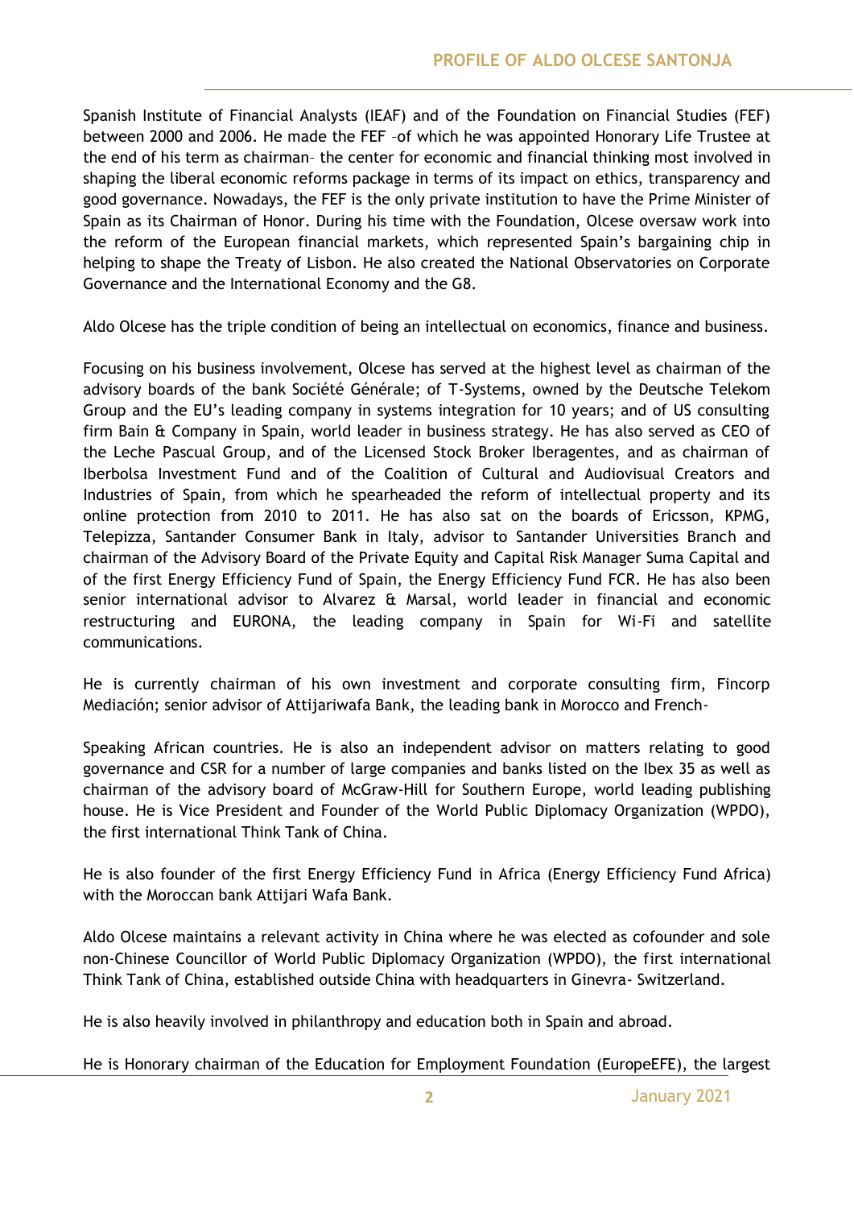Spanish Institute of Financial Analysts (IEAF) and of the Foundation on Financial Studies (FEF) between 2000 and 2006. He made the FEF –of which he was appointed Honorary Life Trustee at the end of his term as chairman– the center for economic and financial thinking most involved in shaping the liberal economic reforms package in terms of its impact on ethics, transparency and good governance. Nowadays, the FEF is the only private institution to have the Prime Minister of Spain as its Chairman of Honor. During his time with the Foundation, Olcese oversaw work into the reform of the European financial markets, which represented Spain's bargaining chip in helping to shape the Treaty of Lisbon. He also created the National Observatories on Corporate Governance and the International Economy and the G8.

Aldo Olcese has the triple condition of being an intellectual on economics, finance and business.

Focusing on his business involvement, Olcese has served at the highest level as chairman of the advisory boards of the bank Société Générale; of T-Systems, owned by the Deutsche Telekom Group and the EU's leading company in systems integration for 10 years; and of US consulting firm Bain & Company in Spain, world leader in business strategy. He has also served as CEO of the Leche Pascual Group, and of the Licensed Stock Broker Iberagentes, and as chairman of Iberbolsa Investment Fund and of the Coalition of Cultural and Audiovisual Creators and Industries of Spain, from which he spearheaded the reform of intellectual property and its online protection from 2010 to 2011. He has also sat on the boards of Ericsson, KPMG, Telepizza, Santander Consumer Bank in Italy, advisor to Santander Universities Branch and chairman of the Advisory Board of the Private Equity and Capital Risk Manager Suma Capital and of the first Energy Efficiency Fund of Spain, the Energy Efficiency Fund FCR. He has also been senior international advisor to Alvarez & Marsal, world leader in financial and economic restructuring and EURONA, the leading company in Spain for Wi-Fi and satellite communications.

He is currently chairman of his own investment and corporate consulting firm, Fincorp Mediación; senior advisor of Attijariwafa Bank, the leading bank in Morocco and French-

Speaking African countries. He is also an independent advisor on matters relating to good governance and CSR for a number of large companies and banks listed on the Ibex 35 as well as chairman of the advisory board of McGraw-Hill for Southern Europe, world leading publishing house. He is Vice President and Founder of the World Public Diplomacy Organization (WPDO), the first international Think Tank of China.

He is also founder of the first Energy Efficiency Fund in Africa (Energy Efficiency Fund Africa) with the Moroccan bank Attijari Wafa Bank.

Aldo Olcese maintains a relevant activity in China where he was elected as cofounder and sole non-Chinese Councillor of World Public Diplomacy Organization (WPDO), the first international Think Tank of China, established outside China with headquarters in Ginevra- Switzerland.

He is also heavily involved in philanthropy and education both in Spain and abroad.

He is Honorary chairman of the Education for Employment Foundation (EuropeEFE), the largest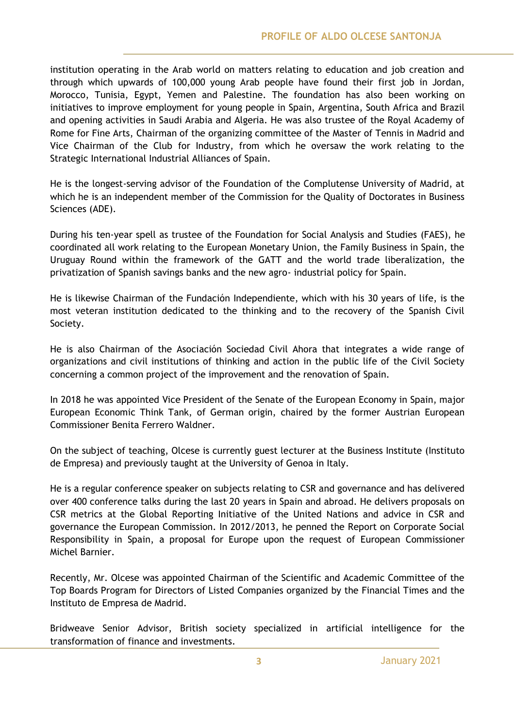institution operating in the Arab world on matters relating to education and job creation and through which upwards of 100,000 young Arab people have found their first job in Jordan, Morocco, Tunisia, Egypt, Yemen and Palestine. The foundation has also been working on initiatives to improve employment for young people in Spain, Argentina, South Africa and Brazil and opening activities in Saudi Arabia and Algeria. He was also trustee of the Royal Academy of Rome for Fine Arts, Chairman of the organizing committee of the Master of Tennis in Madrid and Vice Chairman of the Club for Industry, from which he oversaw the work relating to the Strategic International Industrial Alliances of Spain.

He is the longest-serving advisor of the Foundation of the Complutense University of Madrid, at which he is an independent member of the Commission for the Quality of Doctorates in Business Sciences (ADE).

During his ten-year spell as trustee of the Foundation for Social Analysis and Studies (FAES), he coordinated all work relating to the European Monetary Union, the Family Business in Spain, the Uruguay Round within the framework of the GATT and the world trade liberalization, the privatization of Spanish savings banks and the new agro- industrial policy for Spain.

He is likewise Chairman of the Fundación Independiente, which with his 30 years of life, is the most veteran institution dedicated to the thinking and to the recovery of the Spanish Civil Society.

He is also Chairman of the Asociación Sociedad Civil Ahora that integrates a wide range of organizations and civil institutions of thinking and action in the public life of the Civil Society concerning a common project of the improvement and the renovation of Spain.

In 2018 he was appointed Vice President of the Senate of the European Economy in Spain, major European Economic Think Tank, of German origin, chaired by the former Austrian European Commissioner Benita Ferrero Waldner.

On the subject of teaching, Olcese is currently guest lecturer at the Business Institute (Instituto de Empresa) and previously taught at the University of Genoa in Italy.

He is a regular conference speaker on subjects relating to CSR and governance and has delivered over 400 conference talks during the last 20 years in Spain and abroad. He delivers proposals on CSR metrics at the Global Reporting Initiative of the United Nations and advice in CSR and governance the European Commission. In 2012/2013, he penned the Report on Corporate Social Responsibility in Spain, a proposal for Europe upon the request of European Commissioner Michel Barnier.

Recently, Mr. Olcese was appointed Chairman of the Scientific and Academic Committee of the Top Boards Program for Directors of Listed Companies organized by the Financial Times and the Instituto de Empresa de Madrid.

Bridweave Senior Advisor, British society specialized in artificial intelligence for the transformation of finance and investments.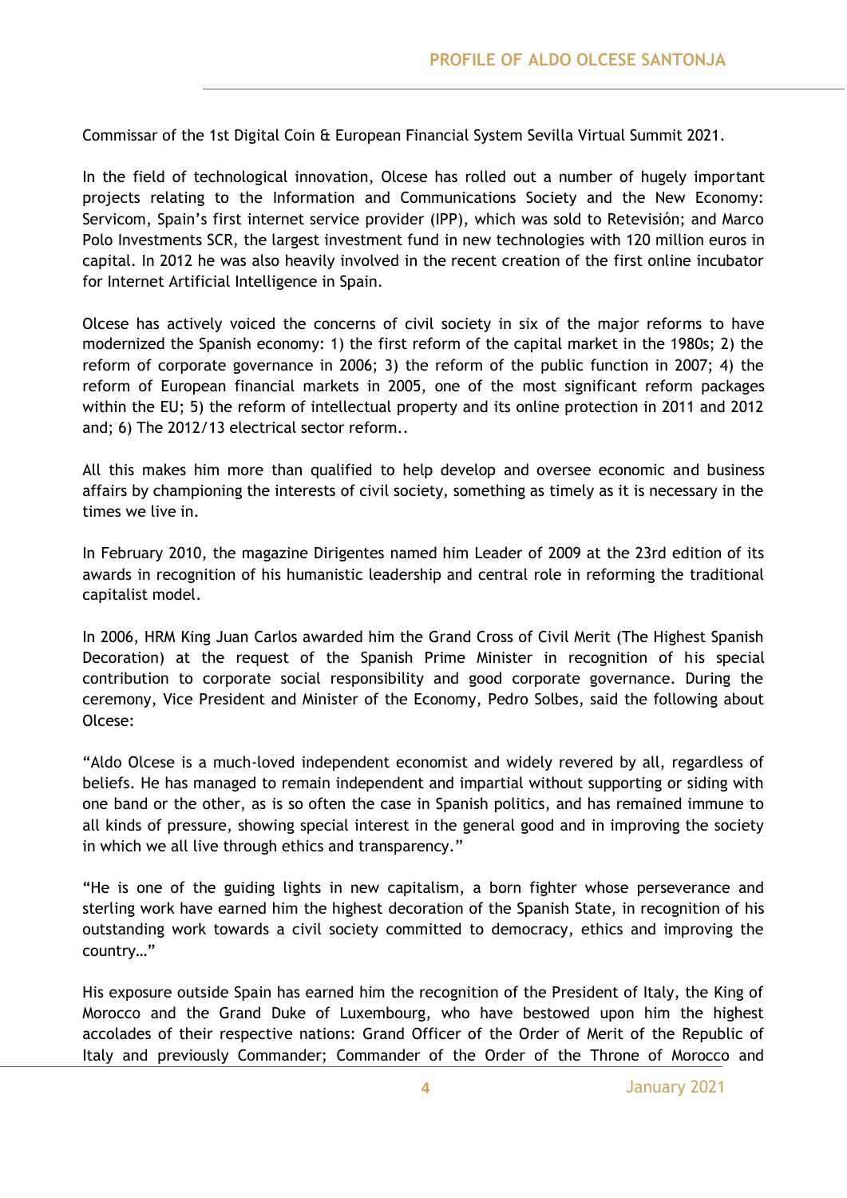Commissar of the 1st Digital Coin & European Financial System Sevilla Virtual Summit 2021.

In the field of technological innovation, Olcese has rolled out a number of hugely important projects relating to the Information and Communications Society and the New Economy: Servicom, Spain's first internet service provider (IPP), which was sold to Retevisión; and Marco Polo Investments SCR, the largest investment fund in new technologies with 120 million euros in capital. In 2012 he was also heavily involved in the recent creation of the first online incubator for Internet Artificial Intelligence in Spain.

Olcese has actively voiced the concerns of civil society in six of the major reforms to have modernized the Spanish economy: 1) the first reform of the capital market in the 1980s; 2) the reform of corporate governance in 2006; 3) the reform of the public function in 2007; 4) the reform of European financial markets in 2005, one of the most significant reform packages within the EU; 5) the reform of intellectual property and its online protection in 2011 and 2012 and; 6) The 2012/13 electrical sector reform..

All this makes him more than qualified to help develop and oversee economic and business affairs by championing the interests of civil society, something as timely as it is necessary in the times we live in.

In February 2010, the magazine Dirigentes named him Leader of 2009 at the 23rd edition of its awards in recognition of his humanistic leadership and central role in reforming the traditional capitalist model.

In 2006, HRM King Juan Carlos awarded him the Grand Cross of Civil Merit (The Highest Spanish Decoration) at the request of the Spanish Prime Minister in recognition of his special contribution to corporate social responsibility and good corporate governance. During the ceremony, Vice President and Minister of the Economy, Pedro Solbes, said the following about Olcese:

"Aldo Olcese is a much-loved independent economist and widely revered by all, regardless of beliefs. He has managed to remain independent and impartial without supporting or siding with one band or the other, as is so often the case in Spanish politics, and has remained immune to all kinds of pressure, showing special interest in the general good and in improving the society in which we all live through ethics and transparency."

"He is one of the guiding lights in new capitalism, a born fighter whose perseverance and sterling work have earned him the highest decoration of the Spanish State, in recognition of his outstanding work towards a civil society committed to democracy, ethics and improving the country…"

His exposure outside Spain has earned him the recognition of the President of Italy, the King of Morocco and the Grand Duke of Luxembourg, who have bestowed upon him the highest accolades of their respective nations: Grand Officer of the Order of Merit of the Republic of Italy and previously Commander; Commander of the Order of the Throne of Morocco and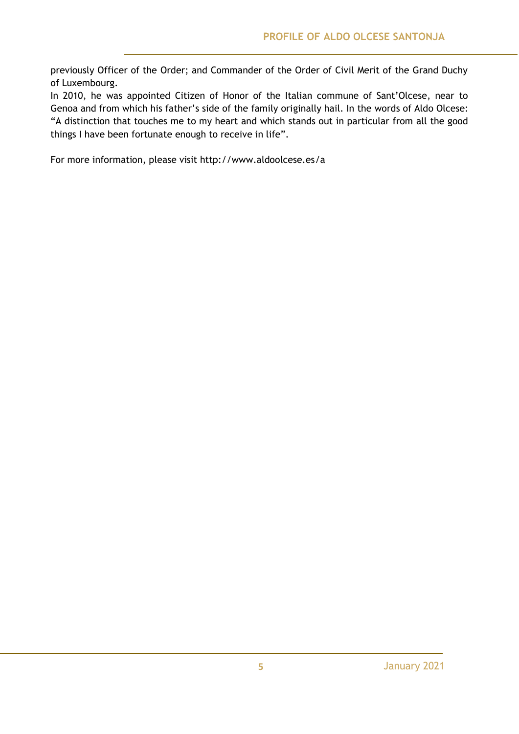previously Officer of the Order; and Commander of the Order of Civil Merit of the Grand Duchy of Luxembourg.
In 2010, he was appointed Citizen of Honor of the Italian commune of Sant'Olcese, near to Genoa and from which his father's side of the family originally hail. In the words of Aldo Olcese: "A distinction that touches me to my heart and which stands out in particular from all the good things I have been fortunate enough to receive in life".

For more information, please visit http://www.aldoolcese.es/a